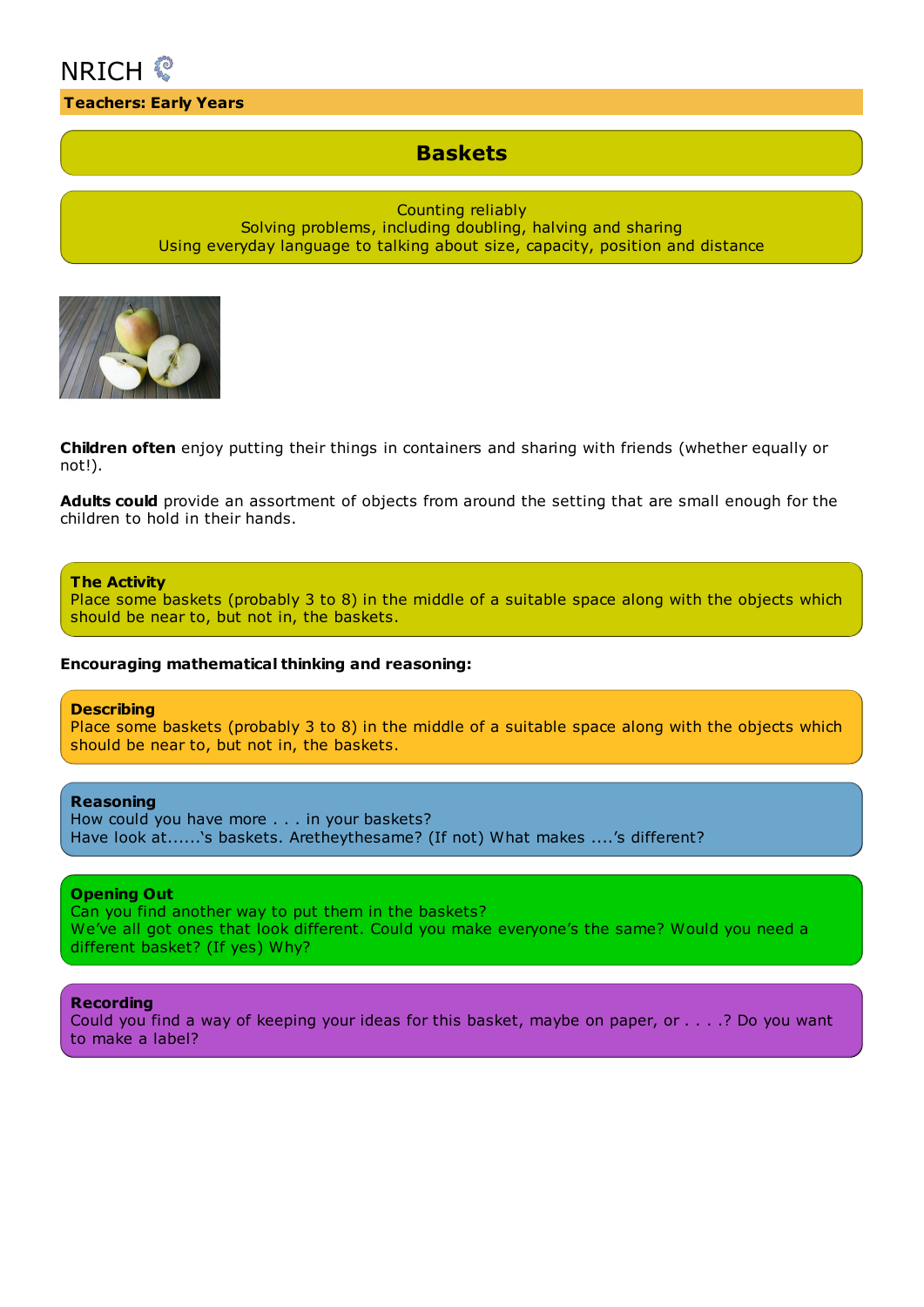NRICH

**Teachers: Early Years**

# Baskets

Counting reliably
Solving problems, including doubling, halving and sharing
Using everyday language to talking about size, capacity, position and distance

**Children often** enjoy putting their things in containers and sharing with friends (whether equally or not!).

**Adults could** provide an assortment of objects from around the setting that are small enough for the children to hold in their hands.

**The Activity**
Place some baskets (probably 3 to 8) in the middle of a suitable space along with the objects which should be near to, but not in, the baskets.

**Encouraging mathematical thinking and reasoning:**

**Describing**
Place some baskets (probably 3 to 8) in the middle of a suitable space along with the objects which should be near to, but not in, the baskets.

**Reasoning**
How could you have more . . . in your baskets?
Have look at......'s baskets. Aretheythesame? (If not) What makes ....'s different?

**Opening Out**
Can you find another way to put them in the baskets?
We've all got ones that look different. Could you make everyone's the same? Would you need a different basket? (If yes) Why?

**Recording**
Could you find a way of keeping your ideas for this basket, maybe on paper, or . . . .? Do you want to make a label?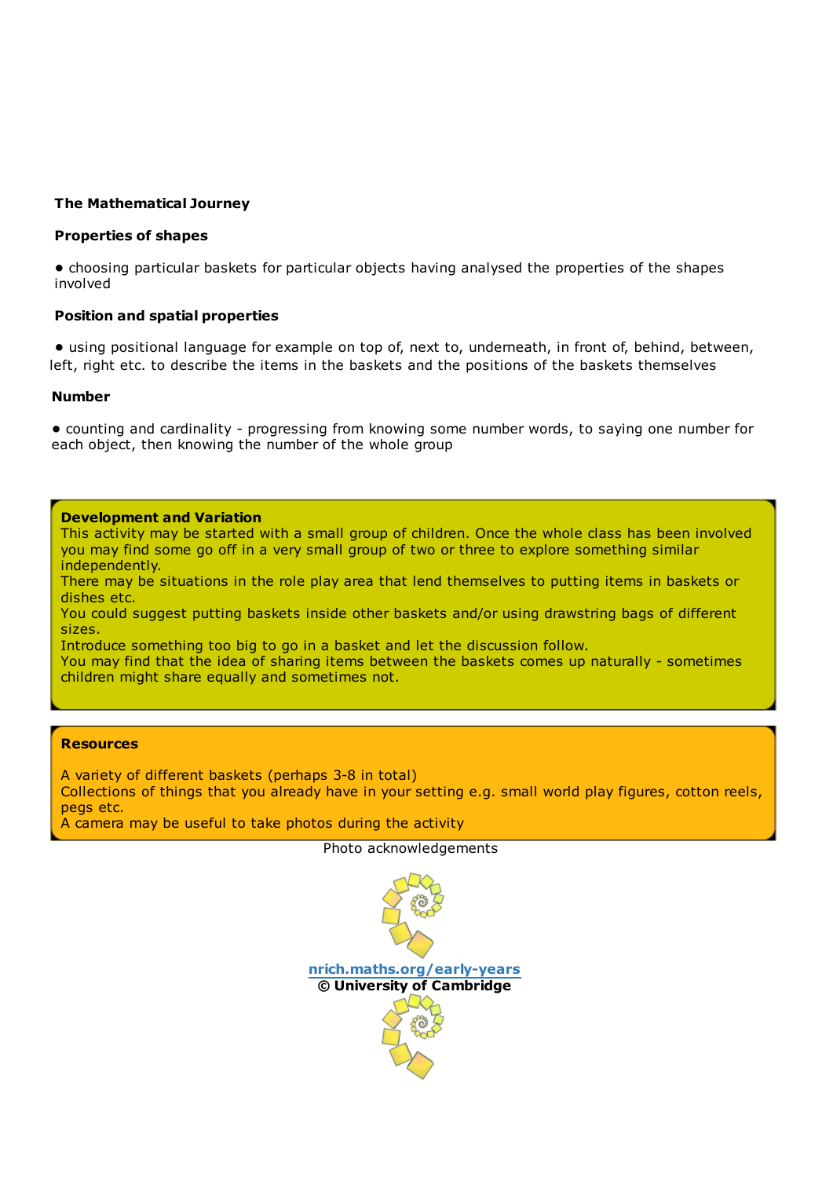### The Mathematical Journey

**Properties of shapes**

- choosing particular baskets for particular objects having analysed the properties of the shapes involved

**Position and spatial properties**

- using positional language for example on top of, next to, underneath, in front of, behind, between, left, right etc. to describe the items in the baskets and the positions of the baskets themselves

**Number**

- counting and cardinality - progressing from knowing some number words, to saying one number for each object, then knowing the number of the whole group

**Development and Variation**

This activity may be started with a small group of children. Once the whole class has been involved you may find some go off in a very small group of two or three to explore something similar independently.
There may be situations in the role play area that lend themselves to putting items in baskets or dishes etc.
You could suggest putting baskets inside other baskets and/or using drawstring bags of different sizes.
Introduce something too big to go in a basket and let the discussion follow.
You may find that the idea of sharing items between the baskets comes up naturally - sometimes children might share equally and sometimes not.

**Resources**

A variety of different baskets (perhaps 3-8 in total)
Collections of things that you already have in your setting e.g. small world play figures, cotton reels, pegs etc.
A camera may be useful to take photos during the activity

Photo acknowledgements

nrich.maths.org/early-years
**© University of Cambridge**